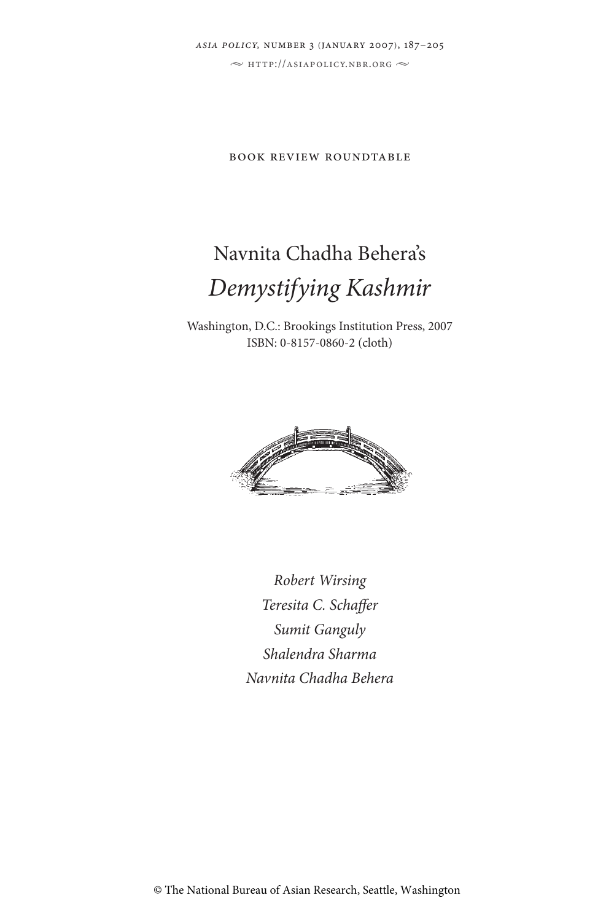*asia policy*, number 3 (january 2007), 187–205

http://asiapolicy.nbr.org

book review roundtable

# Navnita Chadha Behera's *Demystifying Kashmir*

Washington, D.C.: Brookings Institution Press, 2007
ISBN: 0-8157-0860-2 (cloth)

*Robert Wirsing*
*Teresita C. Schaffer*
*Sumit Ganguly*
*Shalendra Sharma*
*Navnita Chadha Behera*

© The National Bureau of Asian Research, Seattle, Washington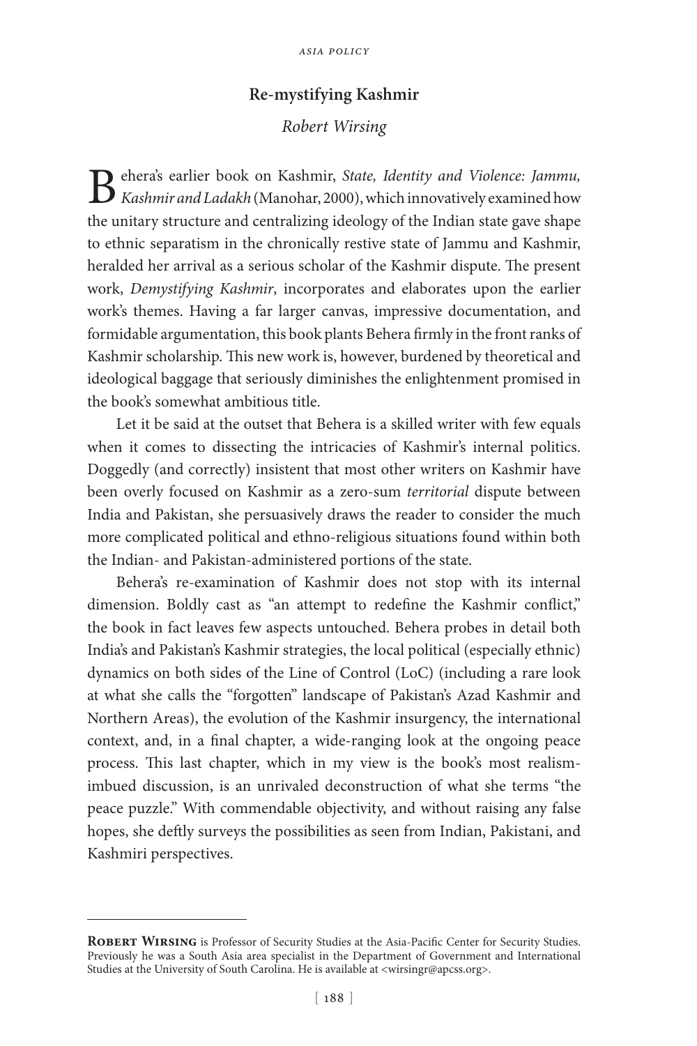## Re-mystifying Kashmir

*Robert Wirsing*

Behera's earlier book on Kashmir, *State, Identity and Violence: Jammu, Kashmir and Ladakh* (Manohar, 2000), which innovatively examined how the unitary structure and centralizing ideology of the Indian state gave shape to ethnic separatism in the chronically restive state of Jammu and Kashmir, heralded her arrival as a serious scholar of the Kashmir dispute. The present work, *Demystifying Kashmir*, incorporates and elaborates upon the earlier work's themes. Having a far larger canvas, impressive documentation, and formidable argumentation, this book plants Behera firmly in the front ranks of Kashmir scholarship. This new work is, however, burdened by theoretical and ideological baggage that seriously diminishes the enlightenment promised in the book's somewhat ambitious title.

Let it be said at the outset that Behera is a skilled writer with few equals when it comes to dissecting the intricacies of Kashmir's internal politics. Doggedly (and correctly) insistent that most other writers on Kashmir have been overly focused on Kashmir as a zero-sum *territorial* dispute between India and Pakistan, she persuasively draws the reader to consider the much more complicated political and ethno-religious situations found within both the Indian- and Pakistan-administered portions of the state.

Behera's re-examination of Kashmir does not stop with its internal dimension. Boldly cast as "an attempt to redefine the Kashmir conflict," the book in fact leaves few aspects untouched. Behera probes in detail both India's and Pakistan's Kashmir strategies, the local political (especially ethnic) dynamics on both sides of the Line of Control (LoC) (including a rare look at what she calls the "forgotten" landscape of Pakistan's Azad Kashmir and Northern Areas), the evolution of the Kashmir insurgency, the international context, and, in a final chapter, a wide-ranging look at the ongoing peace process. This last chapter, which in my view is the book's most realism-imbued discussion, is an unrivaled deconstruction of what she terms "the peace puzzle." With commendable objectivity, and without raising any false hopes, she deftly surveys the possibilities as seen from Indian, Pakistani, and Kashmiri perspectives.

---

**Robert Wirsing** is Professor of Security Studies at the Asia-Pacific Center for Security Studies. Previously he was a South Asia area specialist in the Department of Government and International Studies at the University of South Carolina. He is available at <wirsingr@apcss.org>.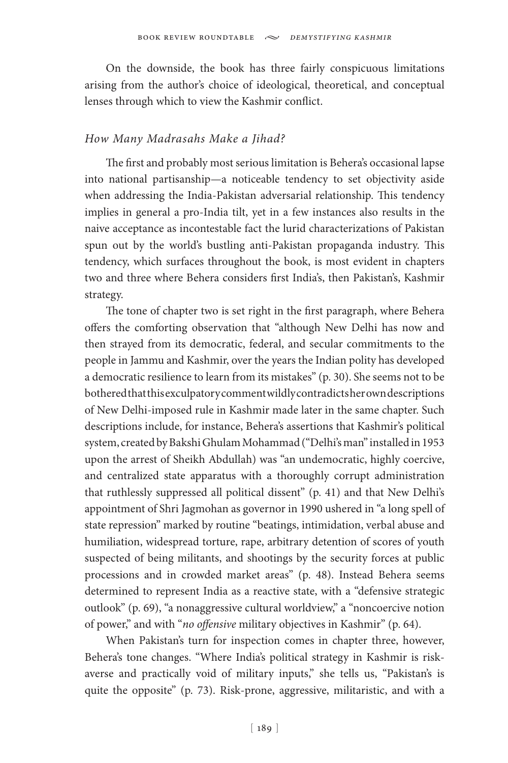On the downside, the book has three fairly conspicuous limitations arising from the author's choice of ideological, theoretical, and conceptual lenses through which to view the Kashmir conflict.

### *How Many Madrasahs Make a Jihad?*

The first and probably most serious limitation is Behera's occasional lapse into national partisanship—a noticeable tendency to set objectivity aside when addressing the India-Pakistan adversarial relationship. This tendency implies in general a pro-India tilt, yet in a few instances also results in the naive acceptance as incontestable fact the lurid characterizations of Pakistan spun out by the world's bustling anti-Pakistan propaganda industry. This tendency, which surfaces throughout the book, is most evident in chapters two and three where Behera considers first India's, then Pakistan's, Kashmir strategy.

The tone of chapter two is set right in the first paragraph, where Behera offers the comforting observation that "although New Delhi has now and then strayed from its democratic, federal, and secular commitments to the people in Jammu and Kashmir, over the years the Indian polity has developed a democratic resilience to learn from its mistakes" (p. 30). She seems not to be bothered that this exculpatory comment wildly contradicts her own descriptions of New Delhi-imposed rule in Kashmir made later in the same chapter. Such descriptions include, for instance, Behera's assertions that Kashmir's political system, created by Bakshi Ghulam Mohammad ("Delhi's man" installed in 1953 upon the arrest of Sheikh Abdullah) was "an undemocratic, highly coercive, and centralized state apparatus with a thoroughly corrupt administration that ruthlessly suppressed all political dissent" (p. 41) and that New Delhi's appointment of Shri Jagmohan as governor in 1990 ushered in "a long spell of state repression" marked by routine "beatings, intimidation, verbal abuse and humiliation, widespread torture, rape, arbitrary detention of scores of youth suspected of being militants, and shootings by the security forces at public processions and in crowded market areas" (p. 48). Instead Behera seems determined to represent India as a reactive state, with a "defensive strategic outlook" (p. 69), "a nonaggressive cultural worldview," a "noncoercive notion of power," and with "*no offensive* military objectives in Kashmir" (p. 64).

When Pakistan's turn for inspection comes in chapter three, however, Behera's tone changes. "Where India's political strategy in Kashmir is risk-averse and practically void of military inputs," she tells us, "Pakistan's is quite the opposite" (p. 73). Risk-prone, aggressive, militaristic, and with a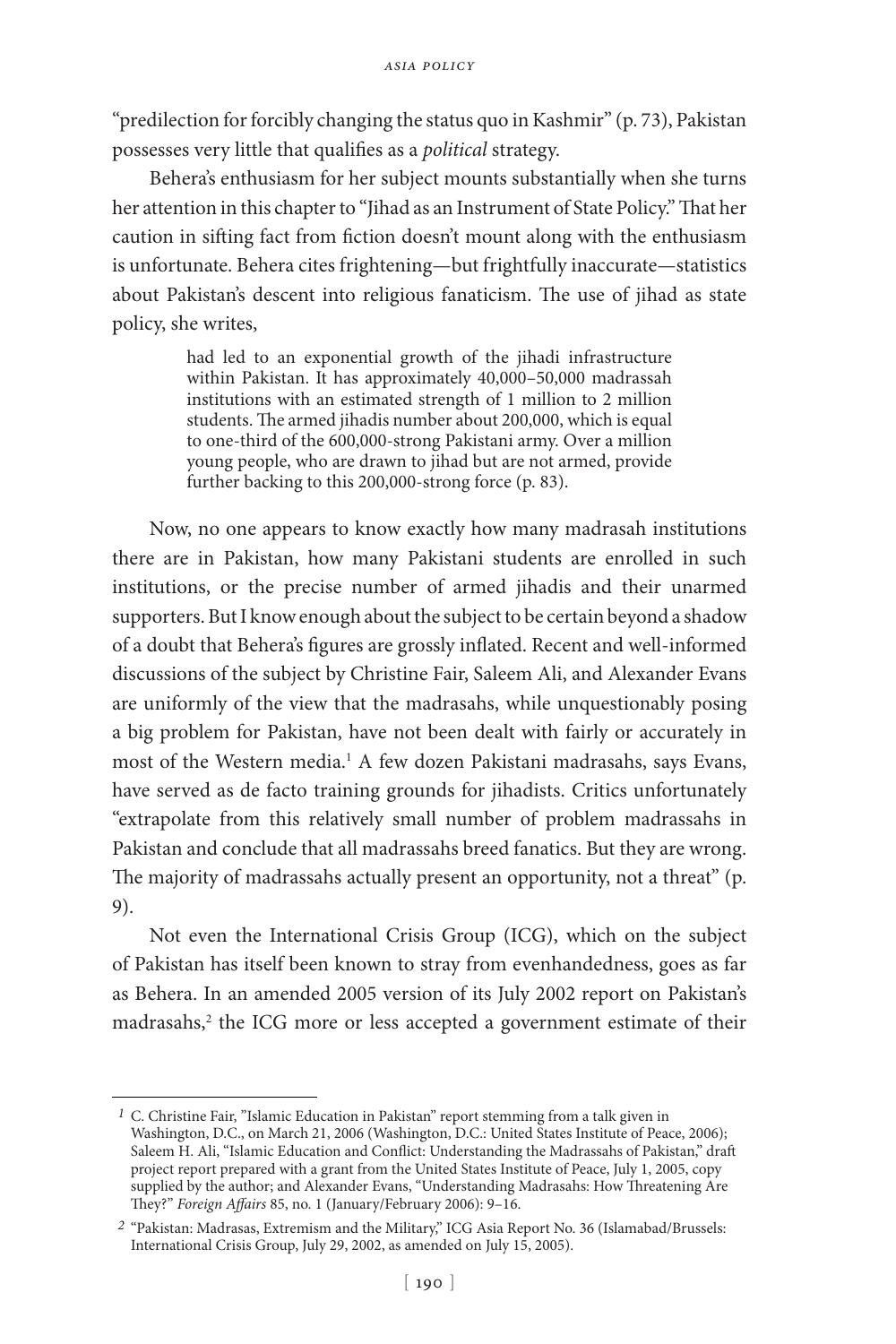"predilection for forcibly changing the status quo in Kashmir" (p. 73), Pakistan possesses very little that qualifies as a *political* strategy.

Behera's enthusiasm for her subject mounts substantially when she turns her attention in this chapter to "Jihad as an Instrument of State Policy." That her caution in sifting fact from fiction doesn't mount along with the enthusiasm is unfortunate. Behera cites frightening—but frightfully inaccurate—statistics about Pakistan's descent into religious fanaticism. The use of jihad as state policy, she writes,

> had led to an exponential growth of the jihadi infrastructure within Pakistan. It has approximately 40,000–50,000 madrassah institutions with an estimated strength of 1 million to 2 million students. The armed jihadis number about 200,000, which is equal to one-third of the 600,000-strong Pakistani army. Over a million young people, who are drawn to jihad but are not armed, provide further backing to this 200,000-strong force (p. 83).

Now, no one appears to know exactly how many madrasah institutions there are in Pakistan, how many Pakistani students are enrolled in such institutions, or the precise number of armed jihadis and their unarmed supporters. But I know enough about the subject to be certain beyond a shadow of a doubt that Behera's figures are grossly inflated. Recent and well-informed discussions of the subject by Christine Fair, Saleem Ali, and Alexander Evans are uniformly of the view that the madrasahs, while unquestionably posing a big problem for Pakistan, have not been dealt with fairly or accurately in most of the Western media.[1] A few dozen Pakistani madrasahs, says Evans, have served as de facto training grounds for jihadists. Critics unfortunately "extrapolate from this relatively small number of problem madrassahs in Pakistan and conclude that all madrassahs breed fanatics. But they are wrong. The majority of madrassahs actually present an opportunity, not a threat" (p. 9).

Not even the International Crisis Group (ICG), which on the subject of Pakistan has itself been known to stray from evenhandedness, goes as far as Behera. In an amended 2005 version of its July 2002 report on Pakistan's madrasahs,[2] the ICG more or less accepted a government estimate of their

---

[1] C. Christine Fair, "Islamic Education in Pakistan" report stemming from a talk given in Washington, D.C., on March 21, 2006 (Washington, D.C.: United States Institute of Peace, 2006); Saleem H. Ali, "Islamic Education and Conflict: Understanding the Madrassahs of Pakistan," draft project report prepared with a grant from the United States Institute of Peace, July 1, 2005, copy supplied by the author; and Alexander Evans, "Understanding Madrasahs: How Threatening Are They?" *Foreign Affairs* 85, no. 1 (January/February 2006): 9–16.

[2] "Pakistan: Madrasas, Extremism and the Military," ICG Asia Report No. 36 (Islamabad/Brussels: International Crisis Group, July 29, 2002, as amended on July 15, 2005).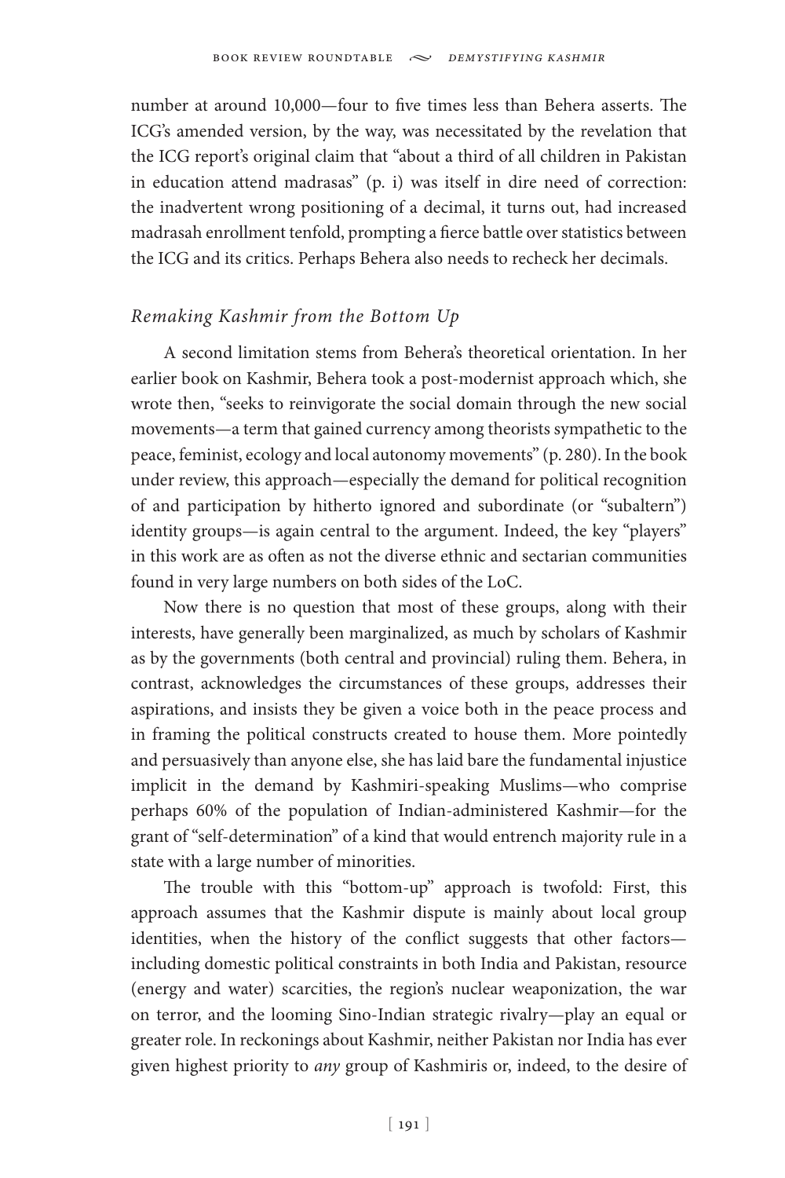number at around 10,000—four to five times less than Behera asserts. The ICG's amended version, by the way, was necessitated by the revelation that the ICG report's original claim that "about a third of all children in Pakistan in education attend madrasas" (p. i) was itself in dire need of correction: the inadvertent wrong positioning of a decimal, it turns out, had increased madrasah enrollment tenfold, prompting a fierce battle over statistics between the ICG and its critics. Perhaps Behera also needs to recheck her decimals.

## *Remaking Kashmir from the Bottom Up*

A second limitation stems from Behera's theoretical orientation. In her earlier book on Kashmir, Behera took a post-modernist approach which, she wrote then, "seeks to reinvigorate the social domain through the new social movements—a term that gained currency among theorists sympathetic to the peace, feminist, ecology and local autonomy movements" (p. 280). In the book under review, this approach—especially the demand for political recognition of and participation by hitherto ignored and subordinate (or "subaltern") identity groups—is again central to the argument. Indeed, the key "players" in this work are as often as not the diverse ethnic and sectarian communities found in very large numbers on both sides of the LoC.

Now there is no question that most of these groups, along with their interests, have generally been marginalized, as much by scholars of Kashmir as by the governments (both central and provincial) ruling them. Behera, in contrast, acknowledges the circumstances of these groups, addresses their aspirations, and insists they be given a voice both in the peace process and in framing the political constructs created to house them. More pointedly and persuasively than anyone else, she has laid bare the fundamental injustice implicit in the demand by Kashmiri-speaking Muslims—who comprise perhaps 60% of the population of Indian-administered Kashmir—for the grant of "self-determination" of a kind that would entrench majority rule in a state with a large number of minorities.

The trouble with this "bottom-up" approach is twofold: First, this approach assumes that the Kashmir dispute is mainly about local group identities, when the history of the conflict suggests that other factors—including domestic political constraints in both India and Pakistan, resource (energy and water) scarcities, the region's nuclear weaponization, the war on terror, and the looming Sino-Indian strategic rivalry—play an equal or greater role. In reckonings about Kashmir, neither Pakistan nor India has ever given highest priority to *any* group of Kashmiris or, indeed, to the desire of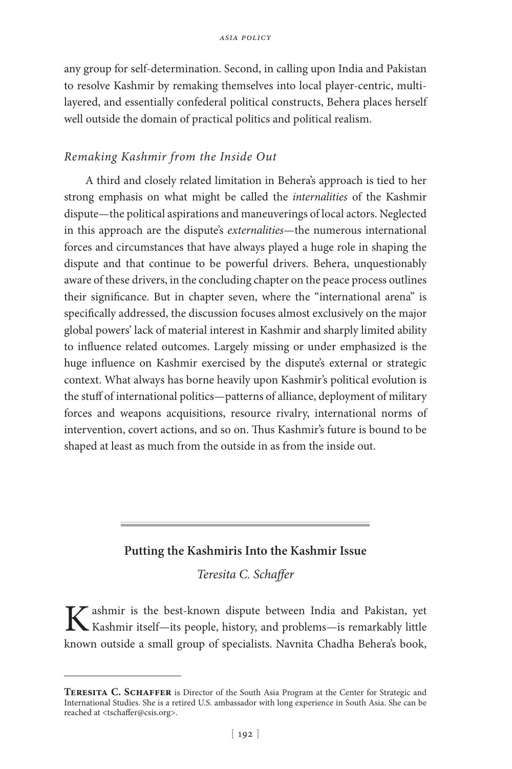any group for self-determination. Second, in calling upon India and Pakistan to resolve Kashmir by remaking themselves into local player-centric, multi-layered, and essentially confederal political constructs, Behera places herself well outside the domain of practical politics and political realism.

### *Remaking Kashmir from the Inside Out*

A third and closely related limitation in Behera's approach is tied to her strong emphasis on what might be called the *internalities* of the Kashmir dispute—the political aspirations and maneuverings of local actors. Neglected in this approach are the dispute's *externalities*—the numerous international forces and circumstances that have always played a huge role in shaping the dispute and that continue to be powerful drivers. Behera, unquestionably aware of these drivers, in the concluding chapter on the peace process outlines their significance. But in chapter seven, where the "international arena" is specifically addressed, the discussion focuses almost exclusively on the major global powers' lack of material interest in Kashmir and sharply limited ability to influence related outcomes. Largely missing or under emphasized is the huge influence on Kashmir exercised by the dispute's external or strategic context. What always has borne heavily upon Kashmir's political evolution is the stuff of international politics—patterns of alliance, deployment of military forces and weapons acquisitions, resource rivalry, international norms of intervention, covert actions, and so on. Thus Kashmir's future is bound to be shaped at least as much from the outside in as from the inside out.

---

## Putting the Kashmiris Into the Kashmir Issue

*Teresita C. Schaffer*

Kashmir is the best-known dispute between India and Pakistan, yet Kashmir itself—its people, history, and problems—is remarkably little known outside a small group of specialists. Navnita Chadha Behera's book,

---

**Teresita C. Schaffer** is Director of the South Asia Program at the Center for Strategic and International Studies. She is a retired U.S. ambassador with long experience in South Asia. She can be reached at <tschaffer@csis.org>.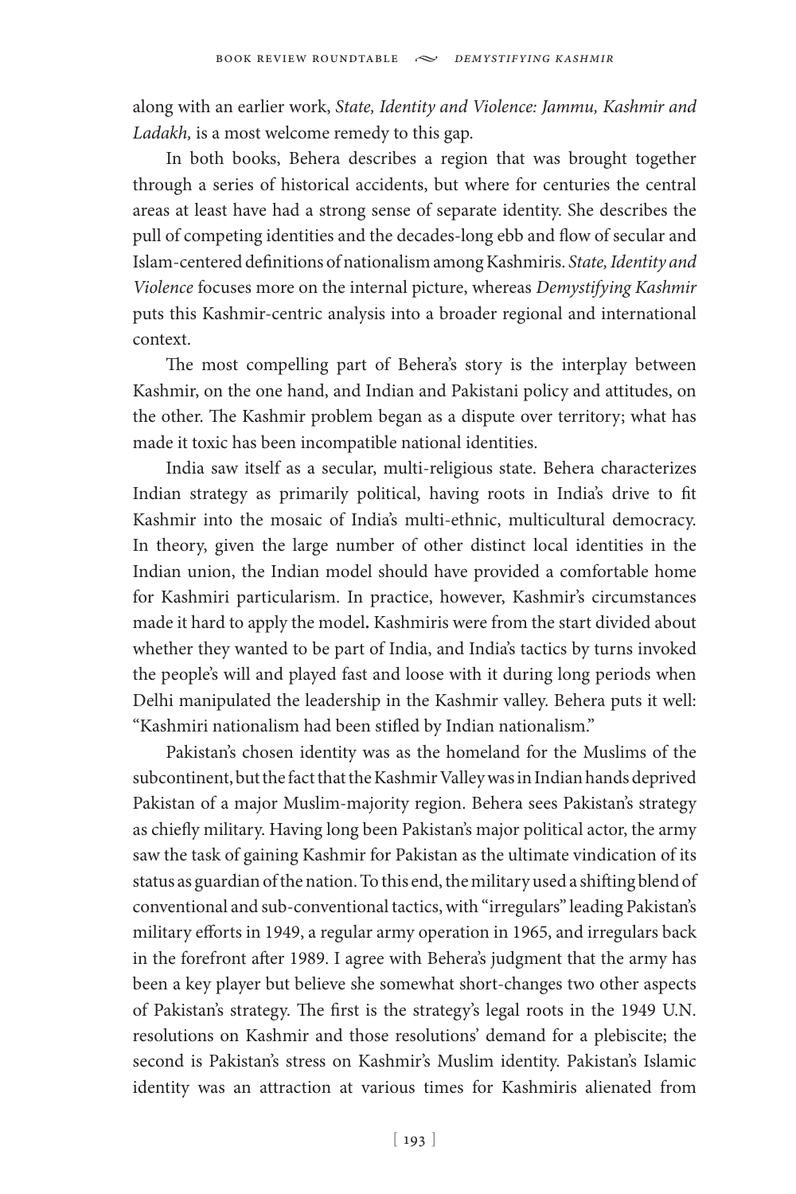along with an earlier work, *State, Identity and Violence: Jammu, Kashmir and Ladakh,* is a most welcome remedy to this gap.

In both books, Behera describes a region that was brought together through a series of historical accidents, but where for centuries the central areas at least have had a strong sense of separate identity. She describes the pull of competing identities and the decades-long ebb and flow of secular and Islam-centered definitions of nationalism among Kashmiris. *State, Identity and Violence* focuses more on the internal picture, whereas *Demystifying Kashmir* puts this Kashmir-centric analysis into a broader regional and international context.

The most compelling part of Behera's story is the interplay between Kashmir, on the one hand, and Indian and Pakistani policy and attitudes, on the other. The Kashmir problem began as a dispute over territory; what has made it toxic has been incompatible national identities.

India saw itself as a secular, multi-religious state. Behera characterizes Indian strategy as primarily political, having roots in India's drive to fit Kashmir into the mosaic of India's multi-ethnic, multicultural democracy. In theory, given the large number of other distinct local identities in the Indian union, the Indian model should have provided a comfortable home for Kashmiri particularism. In practice, however, Kashmir's circumstances made it hard to apply the model**.** Kashmiris were from the start divided about whether they wanted to be part of India, and India's tactics by turns invoked the people's will and played fast and loose with it during long periods when Delhi manipulated the leadership in the Kashmir valley. Behera puts it well: "Kashmiri nationalism had been stifled by Indian nationalism."

Pakistan's chosen identity was as the homeland for the Muslims of the subcontinent, but the fact that the Kashmir Valley was in Indian hands deprived Pakistan of a major Muslim-majority region. Behera sees Pakistan's strategy as chiefly military. Having long been Pakistan's major political actor, the army saw the task of gaining Kashmir for Pakistan as the ultimate vindication of its status as guardian of the nation. To this end, the military used a shifting blend of conventional and sub-conventional tactics, with "irregulars" leading Pakistan's military efforts in 1949, a regular army operation in 1965, and irregulars back in the forefront after 1989. I agree with Behera's judgment that the army has been a key player but believe she somewhat short-changes two other aspects of Pakistan's strategy. The first is the strategy's legal roots in the 1949 U.N. resolutions on Kashmir and those resolutions' demand for a plebiscite; the second is Pakistan's stress on Kashmir's Muslim identity. Pakistan's Islamic identity was an attraction at various times for Kashmiris alienated from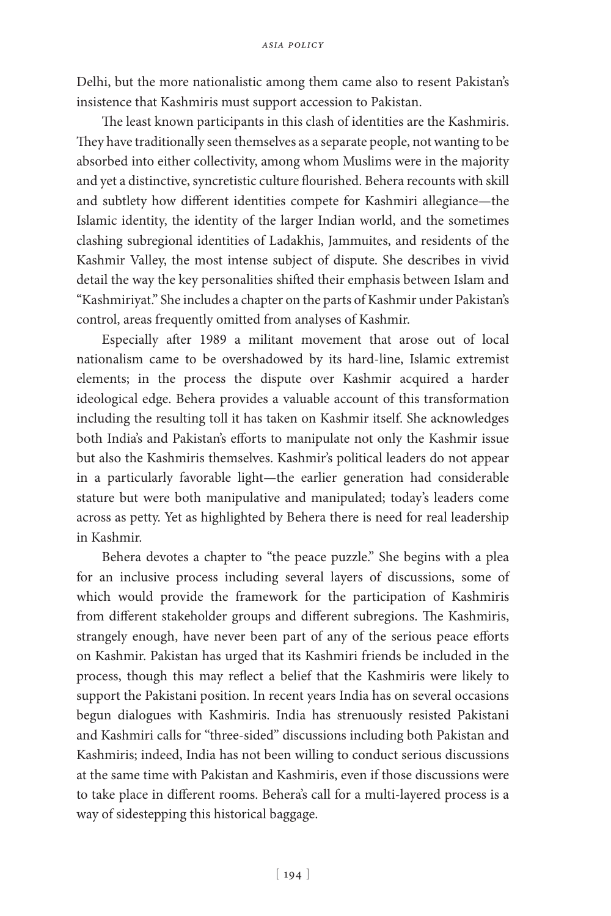Delhi, but the more nationalistic among them came also to resent Pakistan's insistence that Kashmiris must support accession to Pakistan.

The least known participants in this clash of identities are the Kashmiris. They have traditionally seen themselves as a separate people, not wanting to be absorbed into either collectivity, among whom Muslims were in the majority and yet a distinctive, syncretistic culture flourished. Behera recounts with skill and subtlety how different identities compete for Kashmiri allegiance—the Islamic identity, the identity of the larger Indian world, and the sometimes clashing subregional identities of Ladakhis, Jammuites, and residents of the Kashmir Valley, the most intense subject of dispute. She describes in vivid detail the way the key personalities shifted their emphasis between Islam and "Kashmiriyat." She includes a chapter on the parts of Kashmir under Pakistan's control, areas frequently omitted from analyses of Kashmir.

Especially after 1989 a militant movement that arose out of local nationalism came to be overshadowed by its hard-line, Islamic extremist elements; in the process the dispute over Kashmir acquired a harder ideological edge. Behera provides a valuable account of this transformation including the resulting toll it has taken on Kashmir itself. She acknowledges both India's and Pakistan's efforts to manipulate not only the Kashmir issue but also the Kashmiris themselves. Kashmir's political leaders do not appear in a particularly favorable light—the earlier generation had considerable stature but were both manipulative and manipulated; today's leaders come across as petty. Yet as highlighted by Behera there is need for real leadership in Kashmir.

Behera devotes a chapter to "the peace puzzle." She begins with a plea for an inclusive process including several layers of discussions, some of which would provide the framework for the participation of Kashmiris from different stakeholder groups and different subregions. The Kashmiris, strangely enough, have never been part of any of the serious peace efforts on Kashmir. Pakistan has urged that its Kashmiri friends be included in the process, though this may reflect a belief that the Kashmiris were likely to support the Pakistani position. In recent years India has on several occasions begun dialogues with Kashmiris. India has strenuously resisted Pakistani and Kashmiri calls for "three-sided" discussions including both Pakistan and Kashmiris; indeed, India has not been willing to conduct serious discussions at the same time with Pakistan and Kashmiris, even if those discussions were to take place in different rooms. Behera's call for a multi-layered process is a way of sidestepping this historical baggage.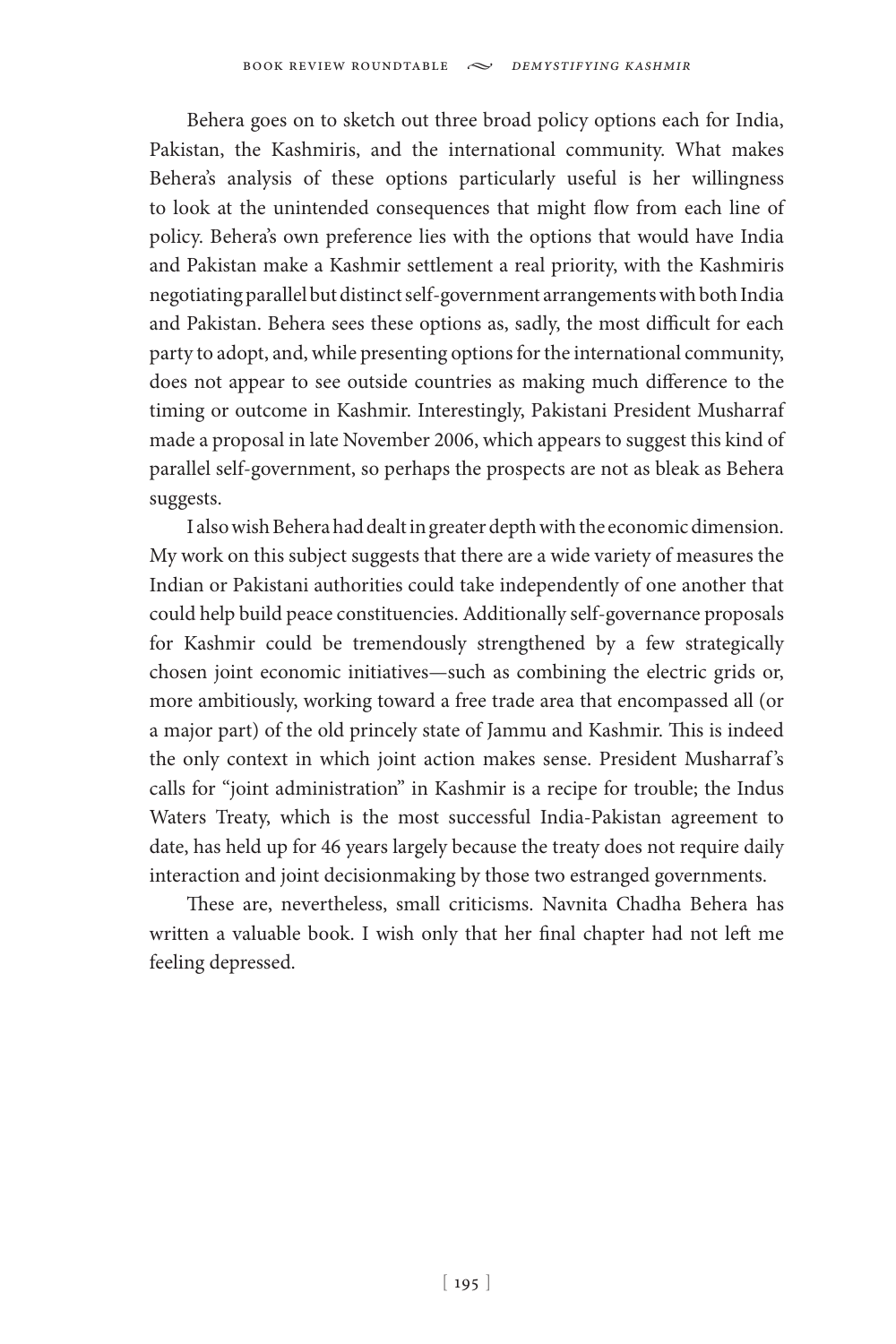Behera goes on to sketch out three broad policy options each for India, Pakistan, the Kashmiris, and the international community. What makes Behera's analysis of these options particularly useful is her willingness to look at the unintended consequences that might flow from each line of policy. Behera's own preference lies with the options that would have India and Pakistan make a Kashmir settlement a real priority, with the Kashmiris negotiating parallel but distinct self-government arrangements with both India and Pakistan. Behera sees these options as, sadly, the most difficult for each party to adopt, and, while presenting options for the international community, does not appear to see outside countries as making much difference to the timing or outcome in Kashmir. Interestingly, Pakistani President Musharraf made a proposal in late November 2006, which appears to suggest this kind of parallel self-government, so perhaps the prospects are not as bleak as Behera suggests.

I also wish Behera had dealt in greater depth with the economic dimension. My work on this subject suggests that there are a wide variety of measures the Indian or Pakistani authorities could take independently of one another that could help build peace constituencies. Additionally self-governance proposals for Kashmir could be tremendously strengthened by a few strategically chosen joint economic initiatives—such as combining the electric grids or, more ambitiously, working toward a free trade area that encompassed all (or a major part) of the old princely state of Jammu and Kashmir. This is indeed the only context in which joint action makes sense. President Musharraf's calls for "joint administration" in Kashmir is a recipe for trouble; the Indus Waters Treaty, which is the most successful India-Pakistan agreement to date, has held up for 46 years largely because the treaty does not require daily interaction and joint decisionmaking by those two estranged governments.

These are, nevertheless, small criticisms. Navnita Chadha Behera has written a valuable book. I wish only that her final chapter had not left me feeling depressed.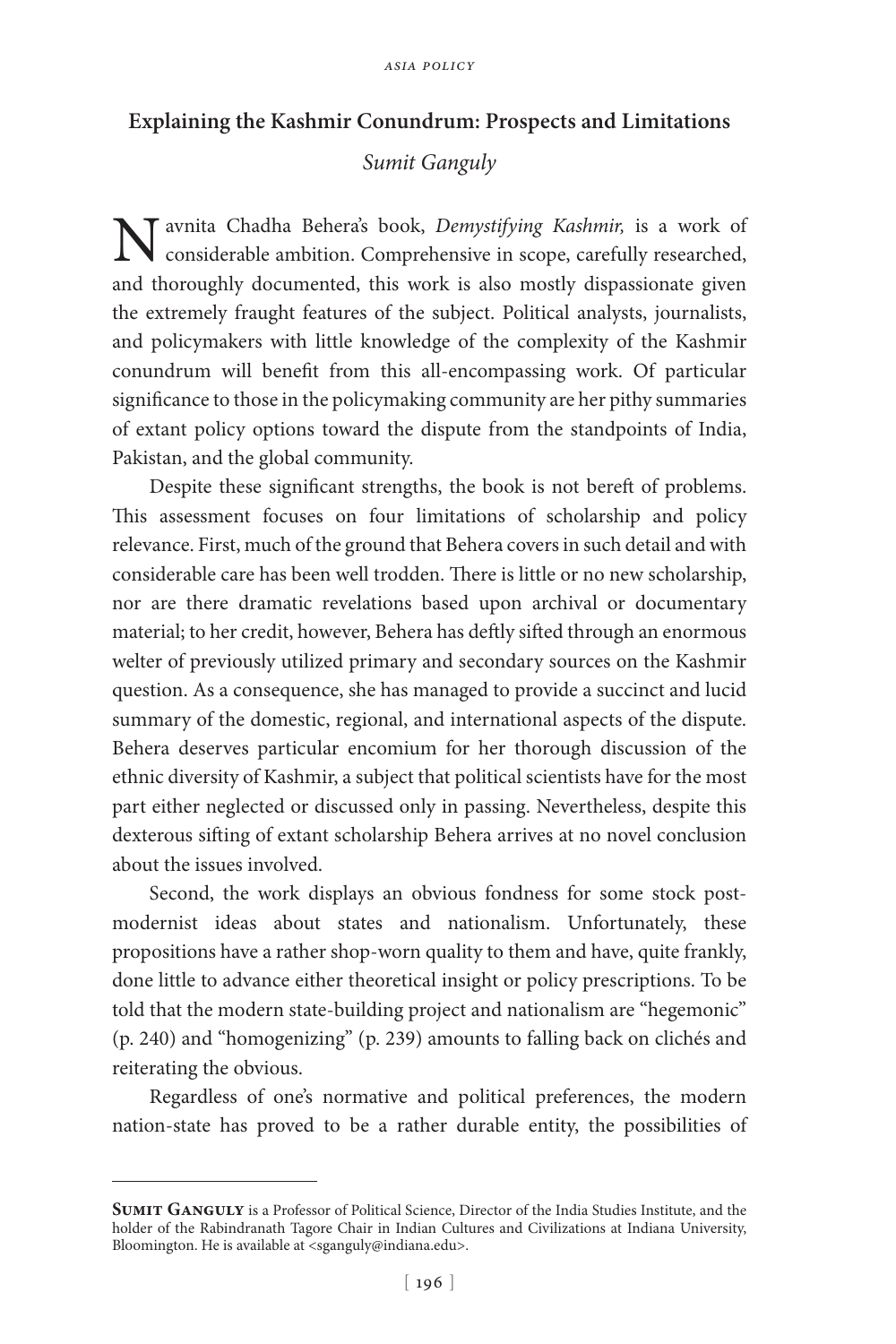## Explaining the Kashmir Conundrum: Prospects and Limitations

*Sumit Ganguly*

Navnita Chadha Behera's book, *Demystifying Kashmir,* is a work of considerable ambition. Comprehensive in scope, carefully researched, and thoroughly documented, this work is also mostly dispassionate given the extremely fraught features of the subject. Political analysts, journalists, and policymakers with little knowledge of the complexity of the Kashmir conundrum will benefit from this all-encompassing work. Of particular significance to those in the policymaking community are her pithy summaries of extant policy options toward the dispute from the standpoints of India, Pakistan, and the global community.

Despite these significant strengths, the book is not bereft of problems. This assessment focuses on four limitations of scholarship and policy relevance. First, much of the ground that Behera covers in such detail and with considerable care has been well trodden. There is little or no new scholarship, nor are there dramatic revelations based upon archival or documentary material; to her credit, however, Behera has deftly sifted through an enormous welter of previously utilized primary and secondary sources on the Kashmir question. As a consequence, she has managed to provide a succinct and lucid summary of the domestic, regional, and international aspects of the dispute. Behera deserves particular encomium for her thorough discussion of the ethnic diversity of Kashmir, a subject that political scientists have for the most part either neglected or discussed only in passing. Nevertheless, despite this dexterous sifting of extant scholarship Behera arrives at no novel conclusion about the issues involved.

Second, the work displays an obvious fondness for some stock post-modernist ideas about states and nationalism. Unfortunately, these propositions have a rather shop-worn quality to them and have, quite frankly, done little to advance either theoretical insight or policy prescriptions. To be told that the modern state-building project and nationalism are "hegemonic" (p. 240) and "homogenizing" (p. 239) amounts to falling back on clichés and reiterating the obvious.

Regardless of one's normative and political preferences, the modern nation-state has proved to be a rather durable entity, the possibilities of

---

**Sumit Ganguly** is a Professor of Political Science, Director of the India Studies Institute, and the holder of the Rabindranath Tagore Chair in Indian Cultures and Civilizations at Indiana University, Bloomington. He is available at <sganguly@indiana.edu>.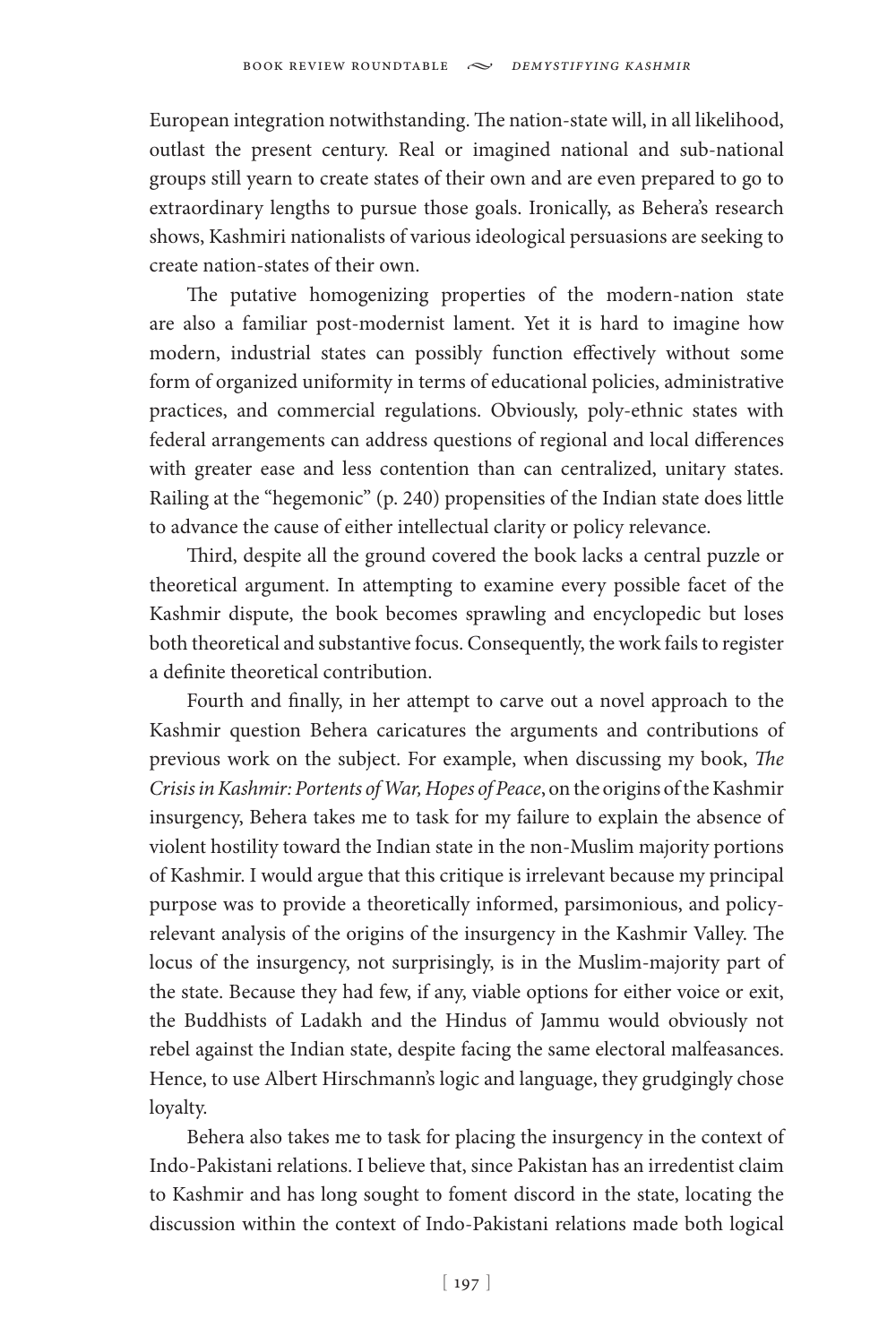European integration notwithstanding. The nation-state will, in all likelihood, outlast the present century. Real or imagined national and sub-national groups still yearn to create states of their own and are even prepared to go to extraordinary lengths to pursue those goals. Ironically, as Behera's research shows, Kashmiri nationalists of various ideological persuasions are seeking to create nation-states of their own.

The putative homogenizing properties of the modern-nation state are also a familiar post-modernist lament. Yet it is hard to imagine how modern, industrial states can possibly function effectively without some form of organized uniformity in terms of educational policies, administrative practices, and commercial regulations. Obviously, poly-ethnic states with federal arrangements can address questions of regional and local differences with greater ease and less contention than can centralized, unitary states. Railing at the "hegemonic" (p. 240) propensities of the Indian state does little to advance the cause of either intellectual clarity or policy relevance.

Third, despite all the ground covered the book lacks a central puzzle or theoretical argument. In attempting to examine every possible facet of the Kashmir dispute, the book becomes sprawling and encyclopedic but loses both theoretical and substantive focus. Consequently, the work fails to register a definite theoretical contribution.

Fourth and finally, in her attempt to carve out a novel approach to the Kashmir question Behera caricatures the arguments and contributions of previous work on the subject. For example, when discussing my book, *The Crisis in Kashmir: Portents of War, Hopes of Peace*, on the origins of the Kashmir insurgency, Behera takes me to task for my failure to explain the absence of violent hostility toward the Indian state in the non-Muslim majority portions of Kashmir. I would argue that this critique is irrelevant because my principal purpose was to provide a theoretically informed, parsimonious, and policy-relevant analysis of the origins of the insurgency in the Kashmir Valley. The locus of the insurgency, not surprisingly, is in the Muslim-majority part of the state. Because they had few, if any, viable options for either voice or exit, the Buddhists of Ladakh and the Hindus of Jammu would obviously not rebel against the Indian state, despite facing the same electoral malfeasances. Hence, to use Albert Hirschmann's logic and language, they grudgingly chose loyalty.

Behera also takes me to task for placing the insurgency in the context of Indo-Pakistani relations. I believe that, since Pakistan has an irredentist claim to Kashmir and has long sought to foment discord in the state, locating the discussion within the context of Indo-Pakistani relations made both logical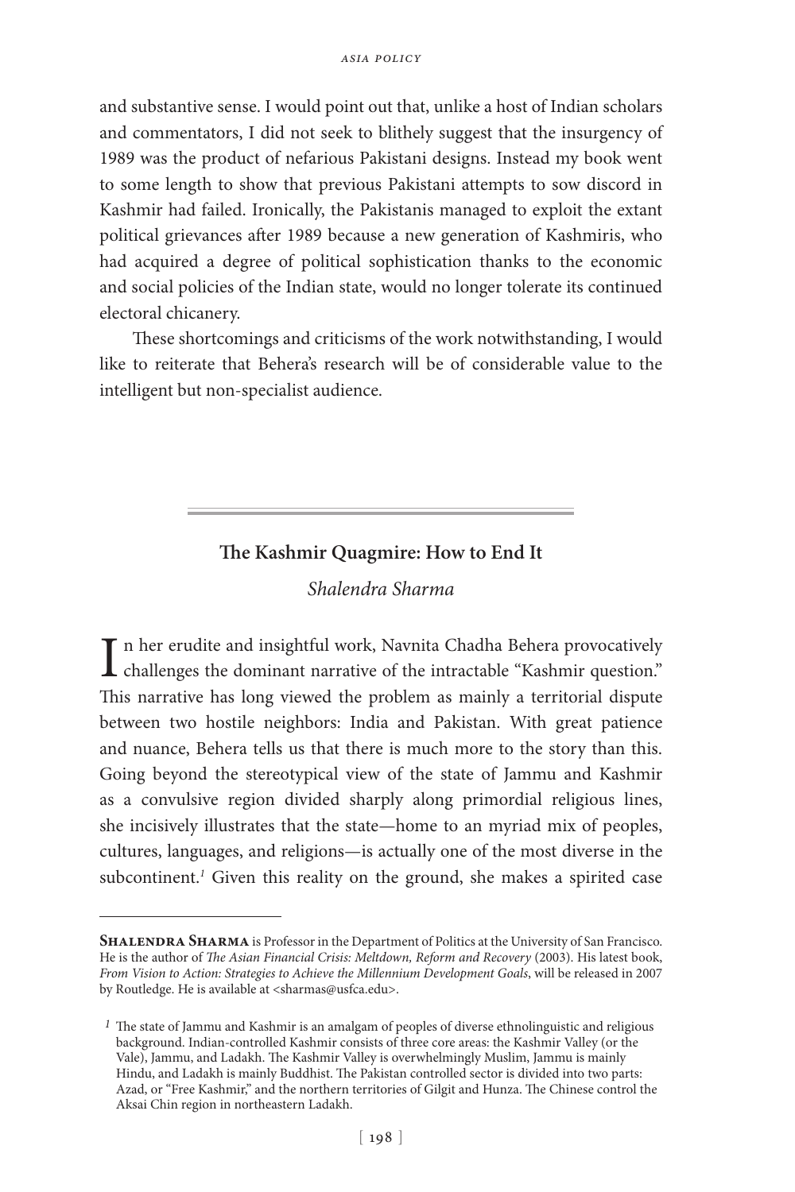and substantive sense. I would point out that, unlike a host of Indian scholars and commentators, I did not seek to blithely suggest that the insurgency of 1989 was the product of nefarious Pakistani designs. Instead my book went to some length to show that previous Pakistani attempts to sow discord in Kashmir had failed. Ironically, the Pakistanis managed to exploit the extant political grievances after 1989 because a new generation of Kashmiris, who had acquired a degree of political sophistication thanks to the economic and social policies of the Indian state, would no longer tolerate its continued electoral chicanery.

These shortcomings and criticisms of the work notwithstanding, I would like to reiterate that Behera's research will be of considerable value to the intelligent but non-specialist audience.

---

## The Kashmir Quagmire: How to End It

*Shalendra Sharma*

In her erudite and insightful work, Navnita Chadha Behera provocatively challenges the dominant narrative of the intractable "Kashmir question." This narrative has long viewed the problem as mainly a territorial dispute between two hostile neighbors: India and Pakistan. With great patience and nuance, Behera tells us that there is much more to the story than this. Going beyond the stereotypical view of the state of Jammu and Kashmir as a convulsive region divided sharply along primordial religious lines, she incisively illustrates that the state—home to an myriad mix of peoples, cultures, languages, and religions—is actually one of the most diverse in the subcontinent.[1] Given this reality on the ground, she makes a spirited case

---

**Shalendra Sharma** is Professor in the Department of Politics at the University of San Francisco. He is the author of *The Asian Financial Crisis: Meltdown, Reform and Recovery* (2003). His latest book, *From Vision to Action: Strategies to Achieve the Millennium Development Goals*, will be released in 2007 by Routledge. He is available at <sharmas@usfca.edu>.

[1] The state of Jammu and Kashmir is an amalgam of peoples of diverse ethnolinguistic and religious background. Indian-controlled Kashmir consists of three core areas: the Kashmir Valley (or the Vale), Jammu, and Ladakh. The Kashmir Valley is overwhelmingly Muslim, Jammu is mainly Hindu, and Ladakh is mainly Buddhist. The Pakistan controlled sector is divided into two parts: Azad, or "Free Kashmir," and the northern territories of Gilgit and Hunza. The Chinese control the Aksai Chin region in northeastern Ladakh.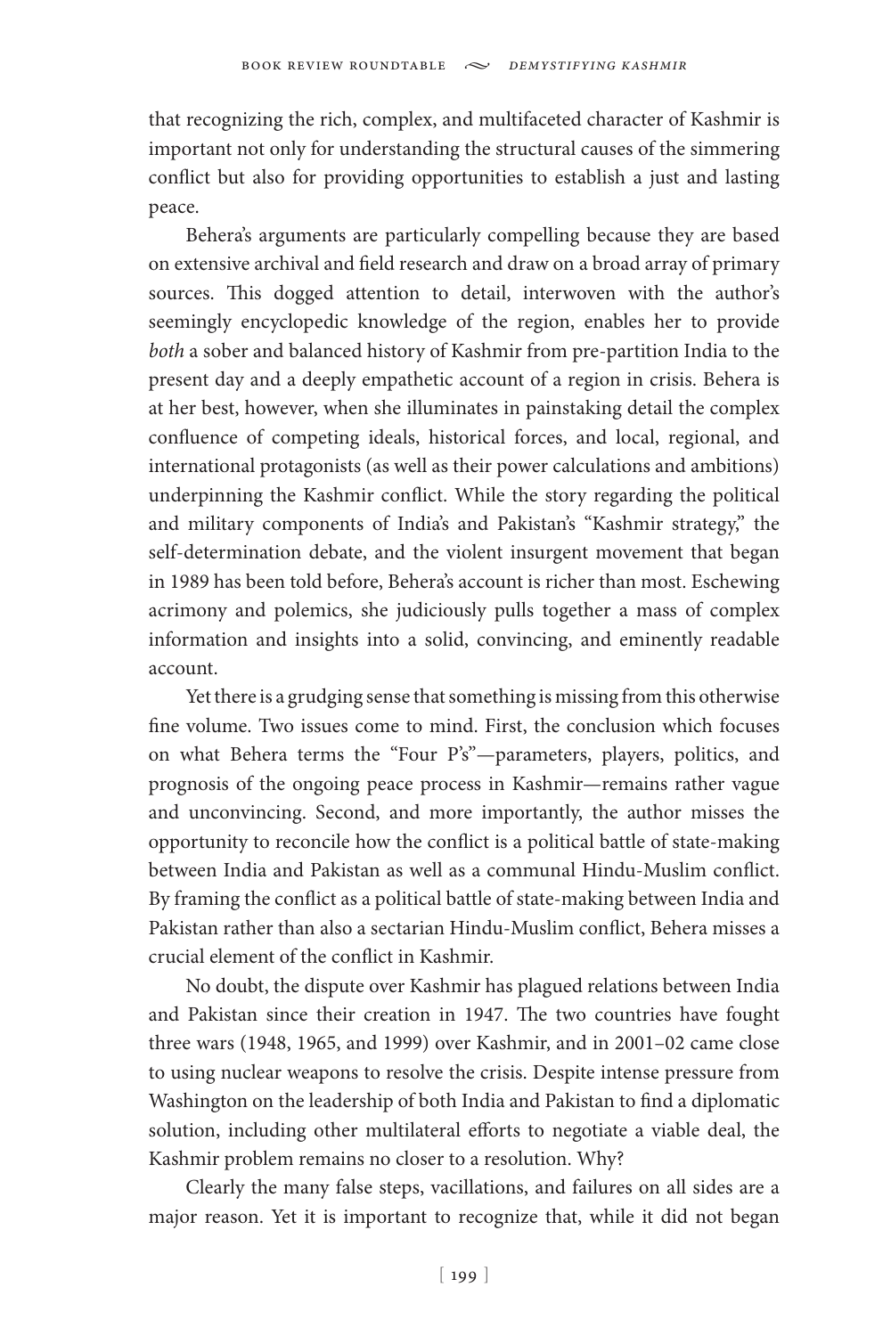that recognizing the rich, complex, and multifaceted character of Kashmir is important not only for understanding the structural causes of the simmering conflict but also for providing opportunities to establish a just and lasting peace.

Behera's arguments are particularly compelling because they are based on extensive archival and field research and draw on a broad array of primary sources. This dogged attention to detail, interwoven with the author's seemingly encyclopedic knowledge of the region, enables her to provide *both* a sober and balanced history of Kashmir from pre-partition India to the present day and a deeply empathetic account of a region in crisis. Behera is at her best, however, when she illuminates in painstaking detail the complex confluence of competing ideals, historical forces, and local, regional, and international protagonists (as well as their power calculations and ambitions) underpinning the Kashmir conflict. While the story regarding the political and military components of India's and Pakistan's "Kashmir strategy," the self-determination debate, and the violent insurgent movement that began in 1989 has been told before, Behera's account is richer than most. Eschewing acrimony and polemics, she judiciously pulls together a mass of complex information and insights into a solid, convincing, and eminently readable account.

Yet there is a grudging sense that something is missing from this otherwise fine volume. Two issues come to mind. First, the conclusion which focuses on what Behera terms the "Four P's"—parameters, players, politics, and prognosis of the ongoing peace process in Kashmir—remains rather vague and unconvincing. Second, and more importantly, the author misses the opportunity to reconcile how the conflict is a political battle of state-making between India and Pakistan as well as a communal Hindu-Muslim conflict. By framing the conflict as a political battle of state-making between India and Pakistan rather than also a sectarian Hindu-Muslim conflict, Behera misses a crucial element of the conflict in Kashmir.

No doubt, the dispute over Kashmir has plagued relations between India and Pakistan since their creation in 1947. The two countries have fought three wars (1948, 1965, and 1999) over Kashmir, and in 2001–02 came close to using nuclear weapons to resolve the crisis. Despite intense pressure from Washington on the leadership of both India and Pakistan to find a diplomatic solution, including other multilateral efforts to negotiate a viable deal, the Kashmir problem remains no closer to a resolution. Why?

Clearly the many false steps, vacillations, and failures on all sides are a major reason. Yet it is important to recognize that, while it did not began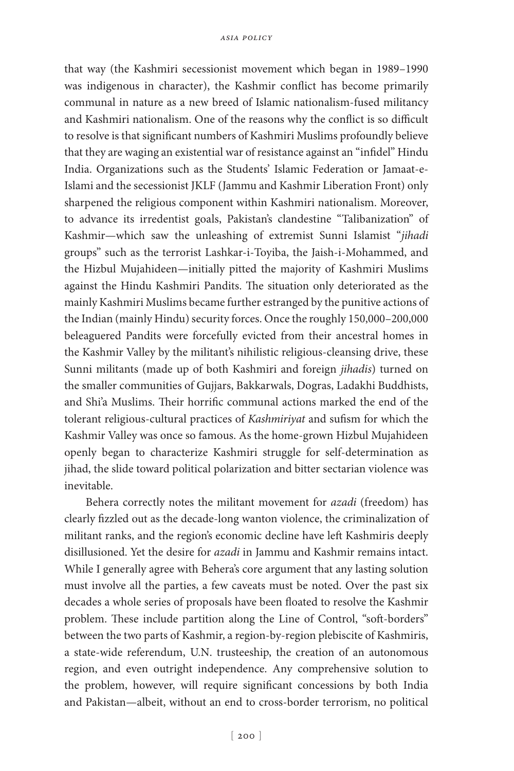that way (the Kashmiri secessionist movement which began in 1989–1990 was indigenous in character), the Kashmir conflict has become primarily communal in nature as a new breed of Islamic nationalism-fused militancy and Kashmiri nationalism. One of the reasons why the conflict is so difficult to resolve is that significant numbers of Kashmiri Muslims profoundly believe that they are waging an existential war of resistance against an "infidel" Hindu India. Organizations such as the Students' Islamic Federation or Jamaat-e-Islami and the secessionist JKLF (Jammu and Kashmir Liberation Front) only sharpened the religious component within Kashmiri nationalism. Moreover, to advance its irredentist goals, Pakistan's clandestine "Talibanization" of Kashmir—which saw the unleashing of extremist Sunni Islamist "*jihadi* groups" such as the terrorist Lashkar-i-Toyiba, the Jaish-i-Mohammed, and the Hizbul Mujahideen—initially pitted the majority of Kashmiri Muslims against the Hindu Kashmiri Pandits. The situation only deteriorated as the mainly Kashmiri Muslims became further estranged by the punitive actions of the Indian (mainly Hindu) security forces. Once the roughly 150,000–200,000 beleaguered Pandits were forcefully evicted from their ancestral homes in the Kashmir Valley by the militant's nihilistic religious-cleansing drive, these Sunni militants (made up of both Kashmiri and foreign *jihadis*) turned on the smaller communities of Gujjars, Bakkarwals, Dogras, Ladakhi Buddhists, and Shi'a Muslims. Their horrific communal actions marked the end of the tolerant religious-cultural practices of *Kashmiriyat* and sufism for which the Kashmir Valley was once so famous. As the home-grown Hizbul Mujahideen openly began to characterize Kashmiri struggle for self-determination as jihad, the slide toward political polarization and bitter sectarian violence was inevitable.

Behera correctly notes the militant movement for *azadi* (freedom) has clearly fizzled out as the decade-long wanton violence, the criminalization of militant ranks, and the region's economic decline have left Kashmiris deeply disillusioned. Yet the desire for *azadi* in Jammu and Kashmir remains intact. While I generally agree with Behera's core argument that any lasting solution must involve all the parties, a few caveats must be noted. Over the past six decades a whole series of proposals have been floated to resolve the Kashmir problem. These include partition along the Line of Control, "soft-borders" between the two parts of Kashmir, a region-by-region plebiscite of Kashmiris, a state-wide referendum, U.N. trusteeship, the creation of an autonomous region, and even outright independence. Any comprehensive solution to the problem, however, will require significant concessions by both India and Pakistan—albeit, without an end to cross-border terrorism, no political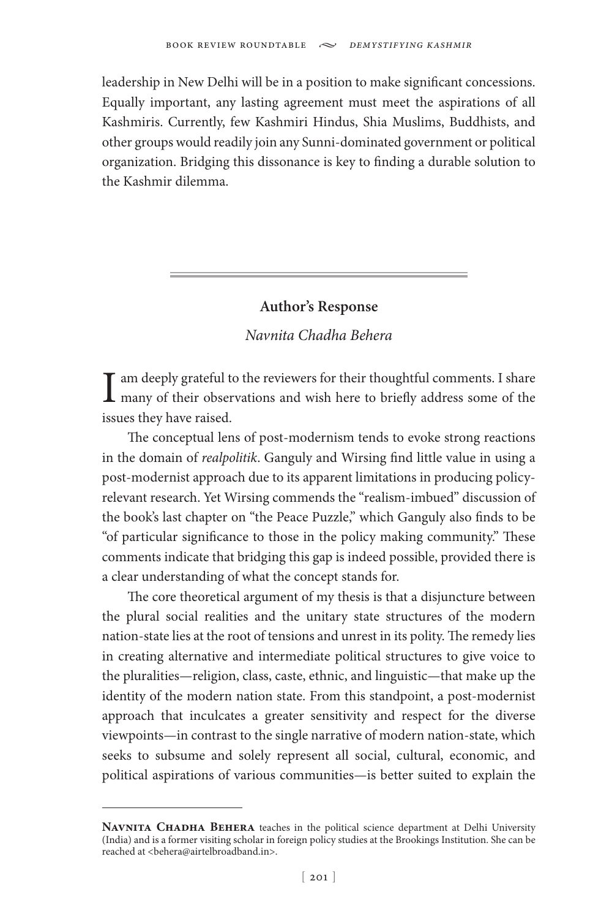leadership in New Delhi will be in a position to make significant concessions. Equally important, any lasting agreement must meet the aspirations of all Kashmiris. Currently, few Kashmiri Hindus, Shia Muslims, Buddhists, and other groups would readily join any Sunni-dominated government or political organization. Bridging this dissonance is key to finding a durable solution to the Kashmir dilemma.

---

## Author's Response

*Navnita Chadha Behera*

I am deeply grateful to the reviewers for their thoughtful comments. I share many of their observations and wish here to briefly address some of the issues they have raised.

The conceptual lens of post-modernism tends to evoke strong reactions in the domain of *realpolitik*. Ganguly and Wirsing find little value in using a post-modernist approach due to its apparent limitations in producing policy-relevant research. Yet Wirsing commends the "realism-imbued" discussion of the book's last chapter on "the Peace Puzzle," which Ganguly also finds to be "of particular significance to those in the policy making community." These comments indicate that bridging this gap is indeed possible, provided there is a clear understanding of what the concept stands for.

The core theoretical argument of my thesis is that a disjuncture between the plural social realities and the unitary state structures of the modern nation-state lies at the root of tensions and unrest in its polity. The remedy lies in creating alternative and intermediate political structures to give voice to the pluralities—religion, class, caste, ethnic, and linguistic—that make up the identity of the modern nation state. From this standpoint, a post-modernist approach that inculcates a greater sensitivity and respect for the diverse viewpoints—in contrast to the single narrative of modern nation-state, which seeks to subsume and solely represent all social, cultural, economic, and political aspirations of various communities—is better suited to explain the

---

**Navnita Chadha Behera** teaches in the political science department at Delhi University (India) and is a former visiting scholar in foreign policy studies at the Brookings Institution. She can be reached at <behera@airtelbroadband.in>.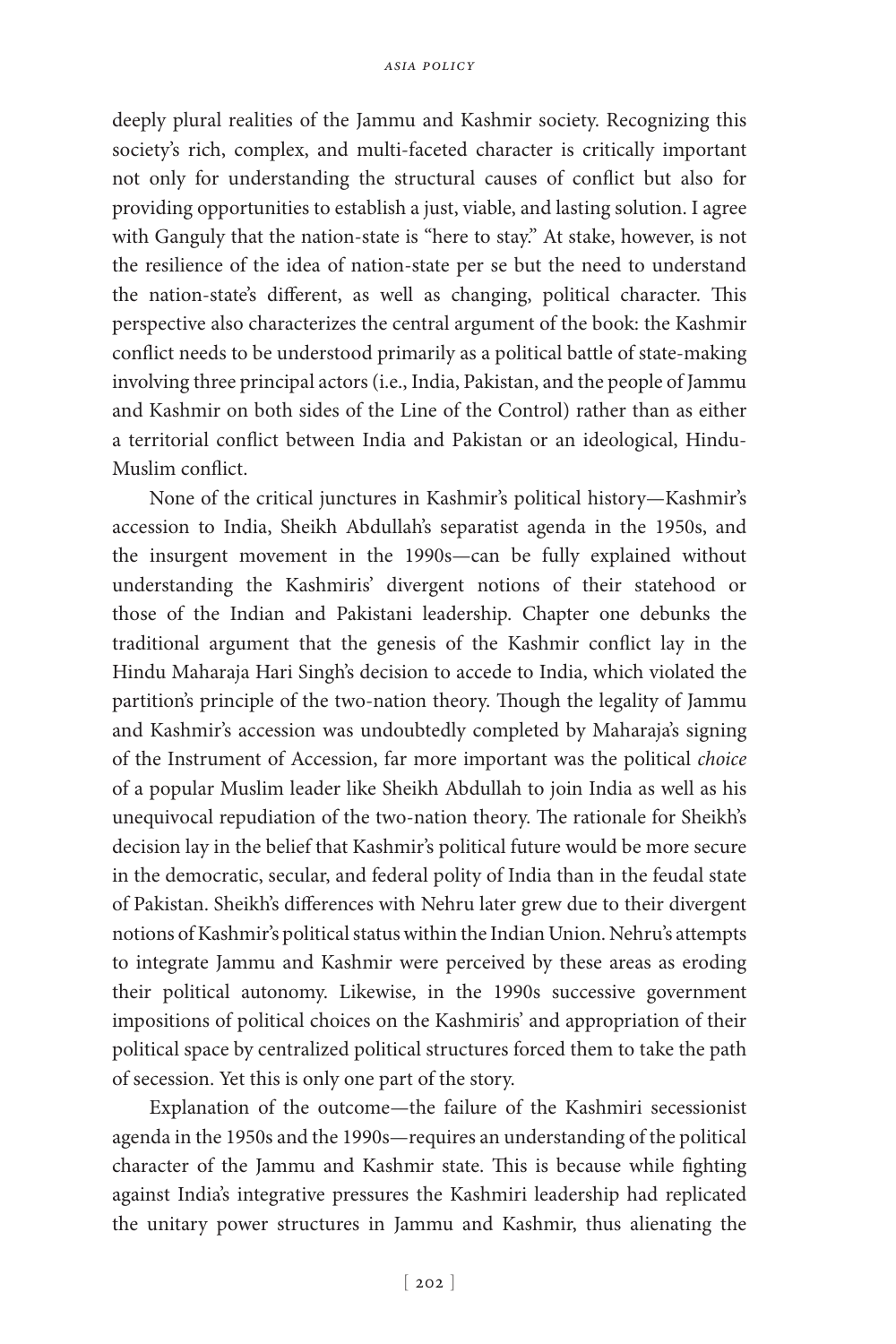deeply plural realities of the Jammu and Kashmir society. Recognizing this society's rich, complex, and multi-faceted character is critically important not only for understanding the structural causes of conflict but also for providing opportunities to establish a just, viable, and lasting solution. I agree with Ganguly that the nation-state is "here to stay." At stake, however, is not the resilience of the idea of nation-state per se but the need to understand the nation-state's different, as well as changing, political character. This perspective also characterizes the central argument of the book: the Kashmir conflict needs to be understood primarily as a political battle of state-making involving three principal actors (i.e., India, Pakistan, and the people of Jammu and Kashmir on both sides of the Line of the Control) rather than as either a territorial conflict between India and Pakistan or an ideological, Hindu-Muslim conflict.

None of the critical junctures in Kashmir's political history—Kashmir's accession to India, Sheikh Abdullah's separatist agenda in the 1950s, and the insurgent movement in the 1990s—can be fully explained without understanding the Kashmiris' divergent notions of their statehood or those of the Indian and Pakistani leadership. Chapter one debunks the traditional argument that the genesis of the Kashmir conflict lay in the Hindu Maharaja Hari Singh's decision to accede to India, which violated the partition's principle of the two-nation theory. Though the legality of Jammu and Kashmir's accession was undoubtedly completed by Maharaja's signing of the Instrument of Accession, far more important was the political *choice* of a popular Muslim leader like Sheikh Abdullah to join India as well as his unequivocal repudiation of the two-nation theory. The rationale for Sheikh's decision lay in the belief that Kashmir's political future would be more secure in the democratic, secular, and federal polity of India than in the feudal state of Pakistan. Sheikh's differences with Nehru later grew due to their divergent notions of Kashmir's political status within the Indian Union. Nehru's attempts to integrate Jammu and Kashmir were perceived by these areas as eroding their political autonomy. Likewise, in the 1990s successive government impositions of political choices on the Kashmiris' and appropriation of their political space by centralized political structures forced them to take the path of secession. Yet this is only one part of the story.

Explanation of the outcome—the failure of the Kashmiri secessionist agenda in the 1950s and the 1990s—requires an understanding of the political character of the Jammu and Kashmir state. This is because while fighting against India's integrative pressures the Kashmiri leadership had replicated the unitary power structures in Jammu and Kashmir, thus alienating the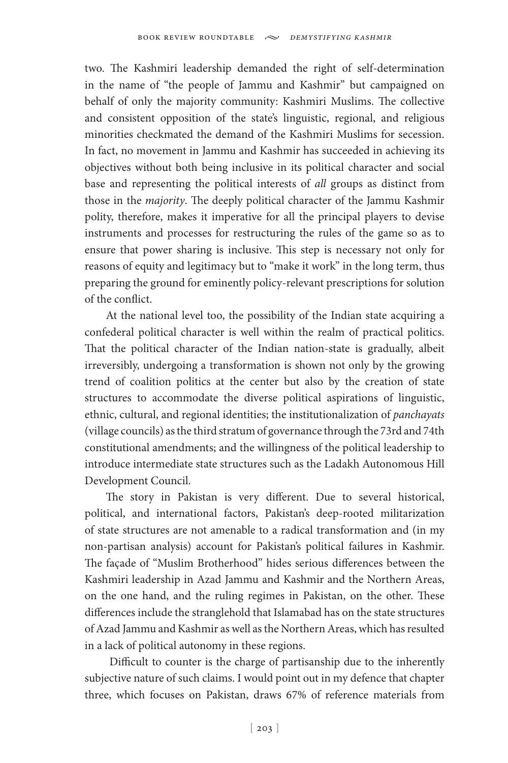two. The Kashmiri leadership demanded the right of self-determination in the name of "the people of Jammu and Kashmir" but campaigned on behalf of only the majority community: Kashmiri Muslims. The collective and consistent opposition of the state's linguistic, regional, and religious minorities checkmated the demand of the Kashmiri Muslims for secession. In fact, no movement in Jammu and Kashmir has succeeded in achieving its objectives without both being inclusive in its political character and social base and representing the political interests of *all* groups as distinct from those in the *majority*. The deeply political character of the Jammu Kashmir polity, therefore, makes it imperative for all the principal players to devise instruments and processes for restructuring the rules of the game so as to ensure that power sharing is inclusive. This step is necessary not only for reasons of equity and legitimacy but to "make it work" in the long term, thus preparing the ground for eminently policy-relevant prescriptions for solution of the conflict.

At the national level too, the possibility of the Indian state acquiring a confederal political character is well within the realm of practical politics. That the political character of the Indian nation-state is gradually, albeit irreversibly, undergoing a transformation is shown not only by the growing trend of coalition politics at the center but also by the creation of state structures to accommodate the diverse political aspirations of linguistic, ethnic, cultural, and regional identities; the institutionalization of *panchayats* (village councils) as the third stratum of governance through the 73rd and 74th constitutional amendments; and the willingness of the political leadership to introduce intermediate state structures such as the Ladakh Autonomous Hill Development Council.

The story in Pakistan is very different. Due to several historical, political, and international factors, Pakistan's deep-rooted militarization of state structures are not amenable to a radical transformation and (in my non-partisan analysis) account for Pakistan's political failures in Kashmir. The façade of "Muslim Brotherhood" hides serious differences between the Kashmiri leadership in Azad Jammu and Kashmir and the Northern Areas, on the one hand, and the ruling regimes in Pakistan, on the other. These differences include the stranglehold that Islamabad has on the state structures of Azad Jammu and Kashmir as well as the Northern Areas, which has resulted in a lack of political autonomy in these regions.

Difficult to counter is the charge of partisanship due to the inherently subjective nature of such claims. I would point out in my defence that chapter three, which focuses on Pakistan, draws 67% of reference materials from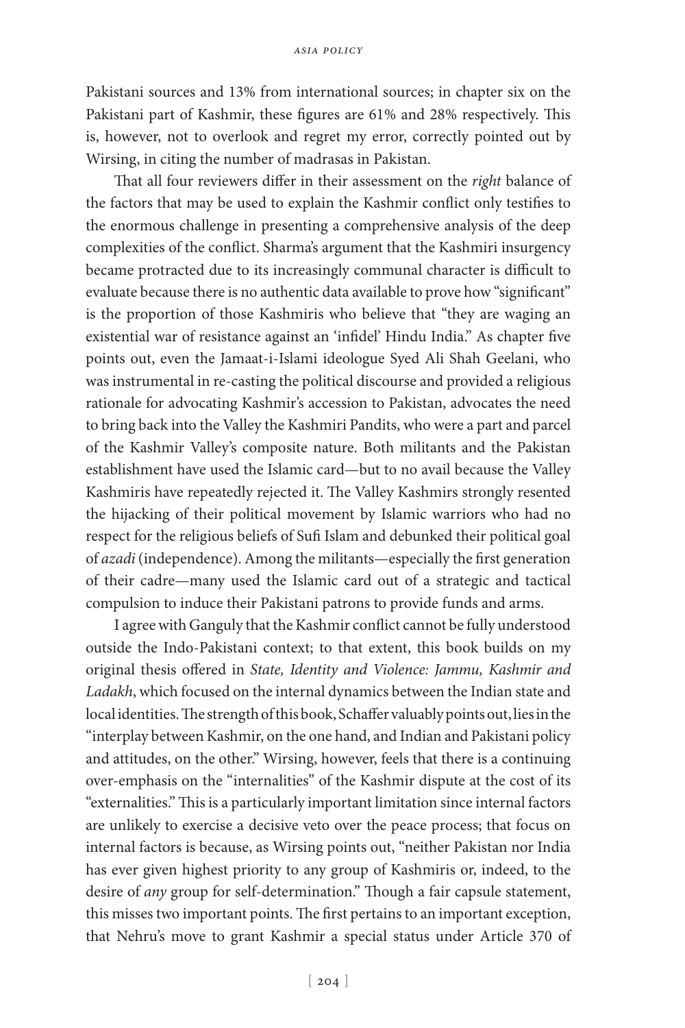Pakistani sources and 13% from international sources; in chapter six on the Pakistani part of Kashmir, these figures are 61% and 28% respectively. This is, however, not to overlook and regret my error, correctly pointed out by Wirsing, in citing the number of madrasas in Pakistan.

That all four reviewers differ in their assessment on the *right* balance of the factors that may be used to explain the Kashmir conflict only testifies to the enormous challenge in presenting a comprehensive analysis of the deep complexities of the conflict. Sharma's argument that the Kashmiri insurgency became protracted due to its increasingly communal character is difficult to evaluate because there is no authentic data available to prove how "significant" is the proportion of those Kashmiris who believe that "they are waging an existential war of resistance against an 'infidel' Hindu India." As chapter five points out, even the Jamaat-i-Islami ideologue Syed Ali Shah Geelani, who was instrumental in re-casting the political discourse and provided a religious rationale for advocating Kashmir's accession to Pakistan, advocates the need to bring back into the Valley the Kashmiri Pandits, who were a part and parcel of the Kashmir Valley's composite nature. Both militants and the Pakistan establishment have used the Islamic card—but to no avail because the Valley Kashmiris have repeatedly rejected it. The Valley Kashmirs strongly resented the hijacking of their political movement by Islamic warriors who had no respect for the religious beliefs of Sufi Islam and debunked their political goal of *azadi* (independence). Among the militants—especially the first generation of their cadre—many used the Islamic card out of a strategic and tactical compulsion to induce their Pakistani patrons to provide funds and arms.

I agree with Ganguly that the Kashmir conflict cannot be fully understood outside the Indo-Pakistani context; to that extent, this book builds on my original thesis offered in *State, Identity and Violence: Jammu, Kashmir and Ladakh*, which focused on the internal dynamics between the Indian state and local identities. The strength of this book, Schaffer valuably points out, lies in the "interplay between Kashmir, on the one hand, and Indian and Pakistani policy and attitudes, on the other." Wirsing, however, feels that there is a continuing over-emphasis on the "internalities" of the Kashmir dispute at the cost of its "externalities." This is a particularly important limitation since internal factors are unlikely to exercise a decisive veto over the peace process; that focus on internal factors is because, as Wirsing points out, "neither Pakistan nor India has ever given highest priority to any group of Kashmiris or, indeed, to the desire of *any* group for self-determination." Though a fair capsule statement, this misses two important points. The first pertains to an important exception, that Nehru's move to grant Kashmir a special status under Article 370 of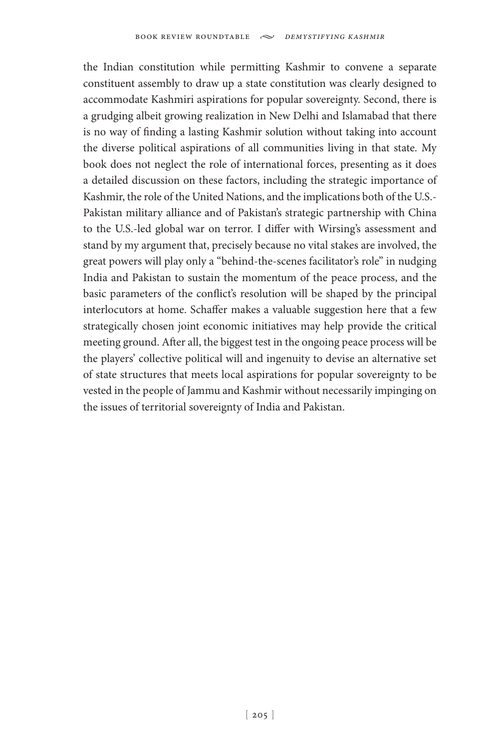the Indian constitution while permitting Kashmir to convene a separate constituent assembly to draw up a state constitution was clearly designed to accommodate Kashmiri aspirations for popular sovereignty. Second, there is a grudging albeit growing realization in New Delhi and Islamabad that there is no way of finding a lasting Kashmir solution without taking into account the diverse political aspirations of all communities living in that state. My book does not neglect the role of international forces, presenting as it does a detailed discussion on these factors, including the strategic importance of Kashmir, the role of the United Nations, and the implications both of the U.S.-Pakistan military alliance and of Pakistan's strategic partnership with China to the U.S.-led global war on terror. I differ with Wirsing's assessment and stand by my argument that, precisely because no vital stakes are involved, the great powers will play only a "behind-the-scenes facilitator's role" in nudging India and Pakistan to sustain the momentum of the peace process, and the basic parameters of the conflict's resolution will be shaped by the principal interlocutors at home. Schaffer makes a valuable suggestion here that a few strategically chosen joint economic initiatives may help provide the critical meeting ground. After all, the biggest test in the ongoing peace process will be the players' collective political will and ingenuity to devise an alternative set of state structures that meets local aspirations for popular sovereignty to be vested in the people of Jammu and Kashmir without necessarily impinging on the issues of territorial sovereignty of India and Pakistan.